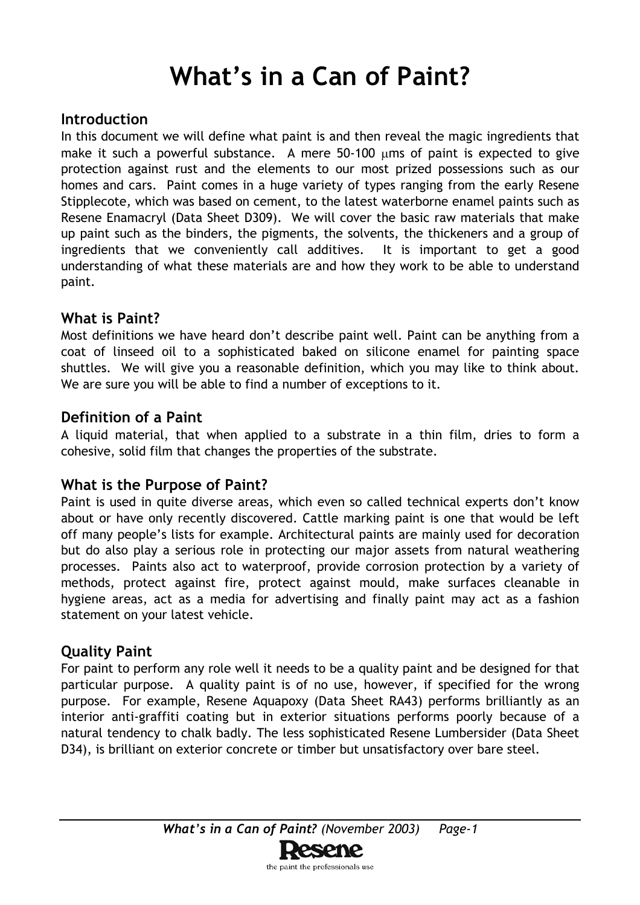# What's in a Can of Paint?

## Introduction

In this document we will define what paint is and then reveal the magic ingredients that make it such a powerful substance. A mere 50-100 $\mu$ms of paint is expected to give protection against rust and the elements to our most prized possessions such as our homes and cars. Paint comes in a huge variety of types ranging from the early Resene Stipplecote, which was based on cement, to the latest waterborne enamel paints such as Resene Enamacryl (Data Sheet D309). We will cover the basic raw materials that make up paint such as the binders, the pigments, the solvents, the thickeners and a group of ingredients that we conveniently call additives. It is important to get a good understanding of what these materials are and how they work to be able to understand paint.

## What is Paint?

Most definitions we have heard don't describe paint well. Paint can be anything from a coat of linseed oil to a sophisticated baked on silicone enamel for painting space shuttles. We will give you a reasonable definition, which you may like to think about. We are sure you will be able to find a number of exceptions to it.

## Definition of a Paint

A liquid material, that when applied to a substrate in a thin film, dries to form a cohesive, solid film that changes the properties of the substrate.

## What is the Purpose of Paint?

Paint is used in quite diverse areas, which even so called technical experts don't know about or have only recently discovered. Cattle marking paint is one that would be left off many people's lists for example. Architectural paints are mainly used for decoration but do also play a serious role in protecting our major assets from natural weathering processes. Paints also act to waterproof, provide corrosion protection by a variety of methods, protect against fire, protect against mould, make surfaces cleanable in hygiene areas, act as a media for advertising and finally paint may act as a fashion statement on your latest vehicle.

## Quality Paint

For paint to perform any role well it needs to be a quality paint and be designed for that particular purpose. A quality paint is of no use, however, if specified for the wrong purpose. For example, Resene Aquapoxy (Data Sheet RA43) performs brilliantly as an interior anti-graffiti coating but in exterior situations performs poorly because of a natural tendency to chalk badly. The less sophisticated Resene Lumbersider (Data Sheet D34), is brilliant on exterior concrete or timber but unsatisfactory over bare steel.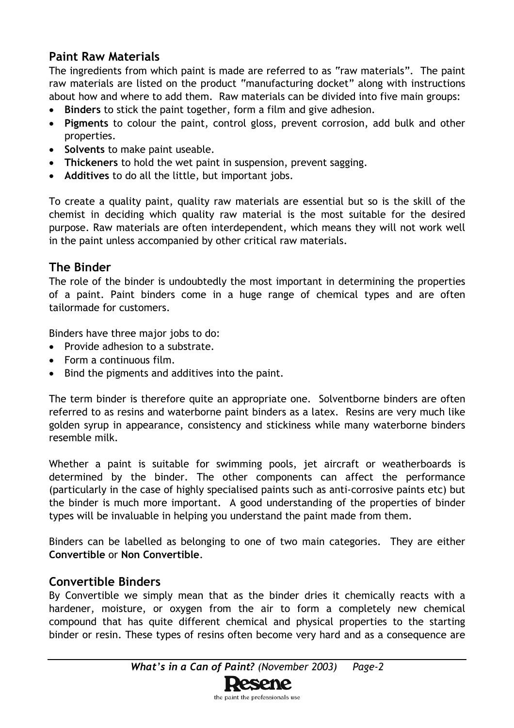## Paint Raw Materials

The ingredients from which paint is made are referred to as "raw materials". The paint raw materials are listed on the product "manufacturing docket" along with instructions about how and where to add them. Raw materials can be divided into five main groups:

- **Binders** to stick the paint together, form a film and give adhesion.
- **Pigments** to colour the paint, control gloss, prevent corrosion, add bulk and other properties.
- **Solvents** to make paint useable.
- **Thickeners** to hold the wet paint in suspension, prevent sagging.
- **Additives** to do all the little, but important jobs.

To create a quality paint, quality raw materials are essential but so is the skill of the chemist in deciding which quality raw material is the most suitable for the desired purpose. Raw materials are often interdependent, which means they will not work well in the paint unless accompanied by other critical raw materials.

## The Binder

The role of the binder is undoubtedly the most important in determining the properties of a paint. Paint binders come in a huge range of chemical types and are often tailormade for customers.

Binders have three major jobs to do:

- Provide adhesion to a substrate.
- Form a continuous film.
- Bind the pigments and additives into the paint.

The term binder is therefore quite an appropriate one. Solventborne binders are often referred to as resins and waterborne paint binders as a latex. Resins are very much like golden syrup in appearance, consistency and stickiness while many waterborne binders resemble milk.

Whether a paint is suitable for swimming pools, jet aircraft or weatherboards is determined by the binder. The other components can affect the performance (particularly in the case of highly specialised paints such as anti-corrosive paints etc) but the binder is much more important. A good understanding of the properties of binder types will be invaluable in helping you understand the paint made from them.

Binders can be labelled as belonging to one of two main categories. They are either **Convertible** or **Non Convertible**.

## Convertible Binders

By Convertible we simply mean that as the binder dries it chemically reacts with a hardener, moisture, or oxygen from the air to form a completely new chemical compound that has quite different chemical and physical properties to the starting binder or resin. These types of resins often become very hard and as a consequence are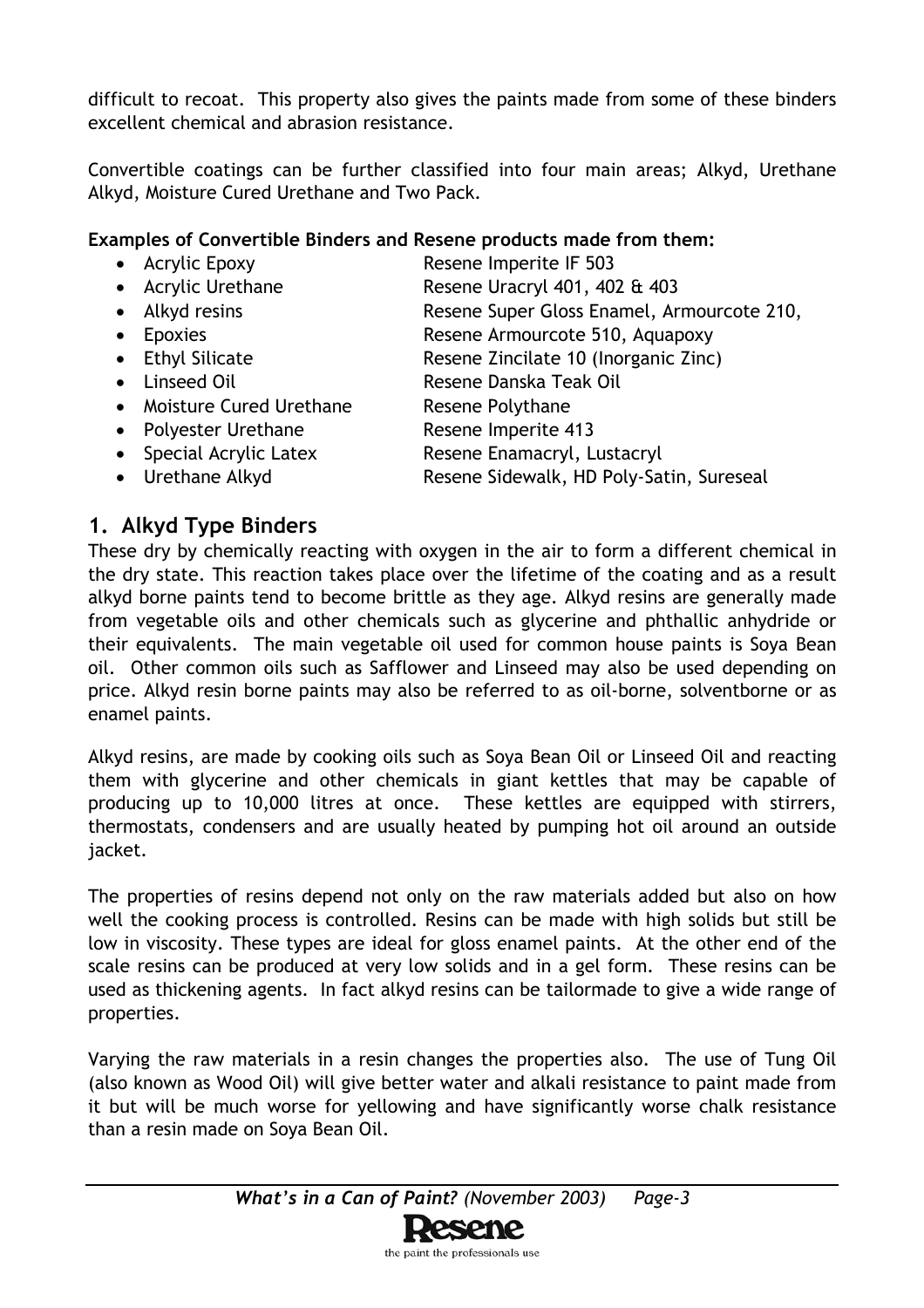difficult to recoat. This property also gives the paints made from some of these binders excellent chemical and abrasion resistance.

Convertible coatings can be further classified into four main areas; Alkyd, Urethane Alkyd, Moisture Cured Urethane and Two Pack.

**Examples of Convertible Binders and Resene products made from them:**

- Acrylic Epoxy — Resene Imperite IF 503
- Acrylic Urethane — Resene Uracryl 401, 402 & 403
- Alkyd resins — Resene Super Gloss Enamel, Armourcote 210,
- Epoxies — Resene Armourcote 510, Aquapoxy
- Ethyl Silicate — Resene Zincilate 10 (Inorganic Zinc)
- Linseed Oil — Resene Danska Teak Oil
- Moisture Cured Urethane — Resene Polythane
- Polyester Urethane — Resene Imperite 413
- Special Acrylic Latex — Resene Enamacryl, Lustacryl
- Urethane Alkyd — Resene Sidewalk, HD Poly-Satin, Sureseal

## 1. Alkyd Type Binders

These dry by chemically reacting with oxygen in the air to form a different chemical in the dry state. This reaction takes place over the lifetime of the coating and as a result alkyd borne paints tend to become brittle as they age. Alkyd resins are generally made from vegetable oils and other chemicals such as glycerine and phthallic anhydride or their equivalents. The main vegetable oil used for common house paints is Soya Bean oil. Other common oils such as Safflower and Linseed may also be used depending on price. Alkyd resin borne paints may also be referred to as oil-borne, solventborne or as enamel paints.

Alkyd resins, are made by cooking oils such as Soya Bean Oil or Linseed Oil and reacting them with glycerine and other chemicals in giant kettles that may be capable of producing up to 10,000 litres at once. These kettles are equipped with stirrers, thermostats, condensers and are usually heated by pumping hot oil around an outside jacket.

The properties of resins depend not only on the raw materials added but also on how well the cooking process is controlled. Resins can be made with high solids but still be low in viscosity. These types are ideal for gloss enamel paints. At the other end of the scale resins can be produced at very low solids and in a gel form. These resins can be used as thickening agents. In fact alkyd resins can be tailormade to give a wide range of properties.

Varying the raw materials in a resin changes the properties also. The use of Tung Oil (also known as Wood Oil) will give better water and alkali resistance to paint made from it but will be much worse for yellowing and have significantly worse chalk resistance than a resin made on Soya Bean Oil.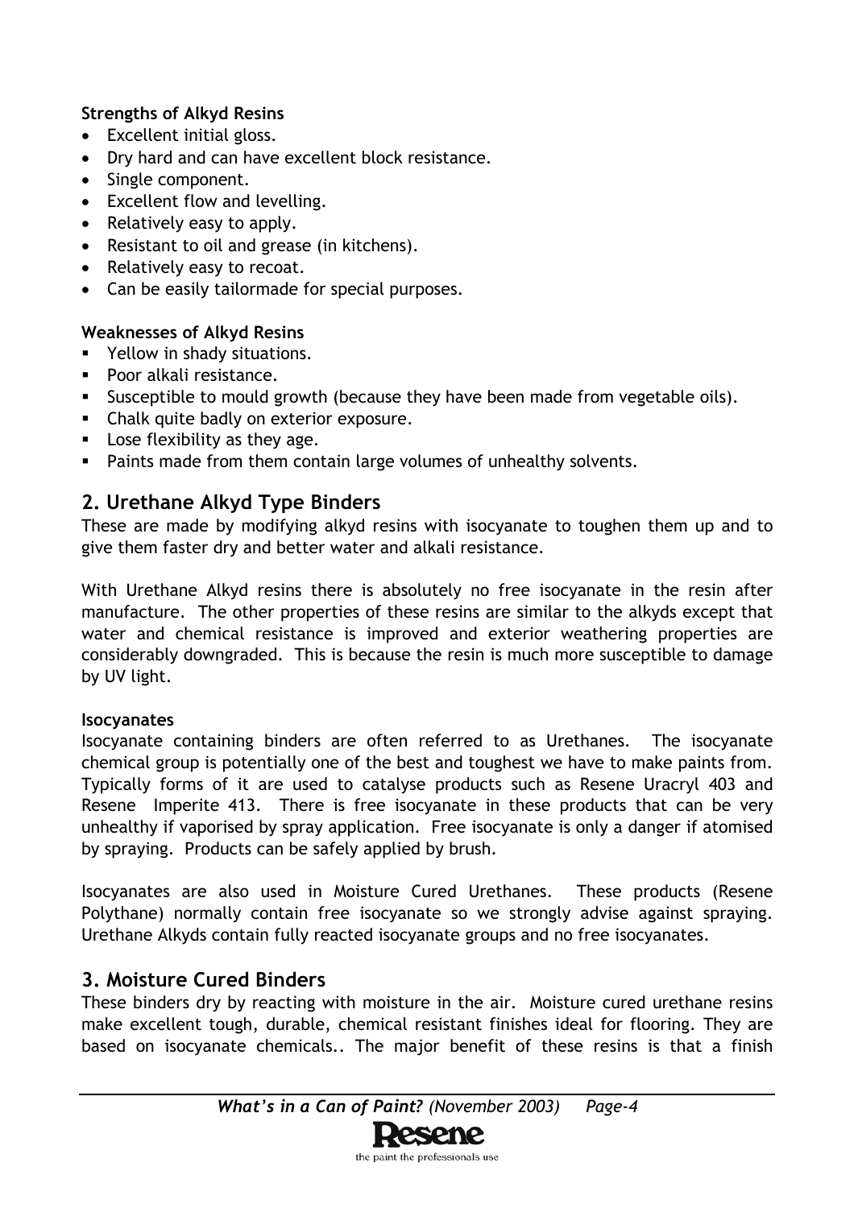**Strengths of Alkyd Resins**

- Excellent initial gloss.
- Dry hard and can have excellent block resistance.
- Single component.
- Excellent flow and levelling.
- Relatively easy to apply.
- Resistant to oil and grease (in kitchens).
- Relatively easy to recoat.
- Can be easily tailormade for special purposes.

**Weaknesses of Alkyd Resins**

- Yellow in shady situations.
- Poor alkali resistance.
- Susceptible to mould growth (because they have been made from vegetable oils).
- Chalk quite badly on exterior exposure.
- Lose flexibility as they age.
- Paints made from them contain large volumes of unhealthy solvents.

## 2. Urethane Alkyd Type Binders

These are made by modifying alkyd resins with isocyanate to toughen them up and to give them faster dry and better water and alkali resistance.

With Urethane Alkyd resins there is absolutely no free isocyanate in the resin after manufacture. The other properties of these resins are similar to the alkyds except that water and chemical resistance is improved and exterior weathering properties are considerably downgraded. This is because the resin is much more susceptible to damage by UV light.

**Isocyanates**

Isocyanate containing binders are often referred to as Urethanes. The isocyanate chemical group is potentially one of the best and toughest we have to make paints from. Typically forms of it are used to catalyse products such as Resene Uracryl 403 and Resene Imperite 413. There is free isocyanate in these products that can be very unhealthy if vaporised by spray application. Free isocyanate is only a danger if atomised by spraying. Products can be safely applied by brush.

Isocyanates are also used in Moisture Cured Urethanes. These products (Resene Polythane) normally contain free isocyanate so we strongly advise against spraying. Urethane Alkyds contain fully reacted isocyanate groups and no free isocyanates.

## 3. Moisture Cured Binders

These binders dry by reacting with moisture in the air. Moisture cured urethane resins make excellent tough, durable, chemical resistant finishes ideal for flooring. They are based on isocyanate chemicals.. The major benefit of these resins is that a finish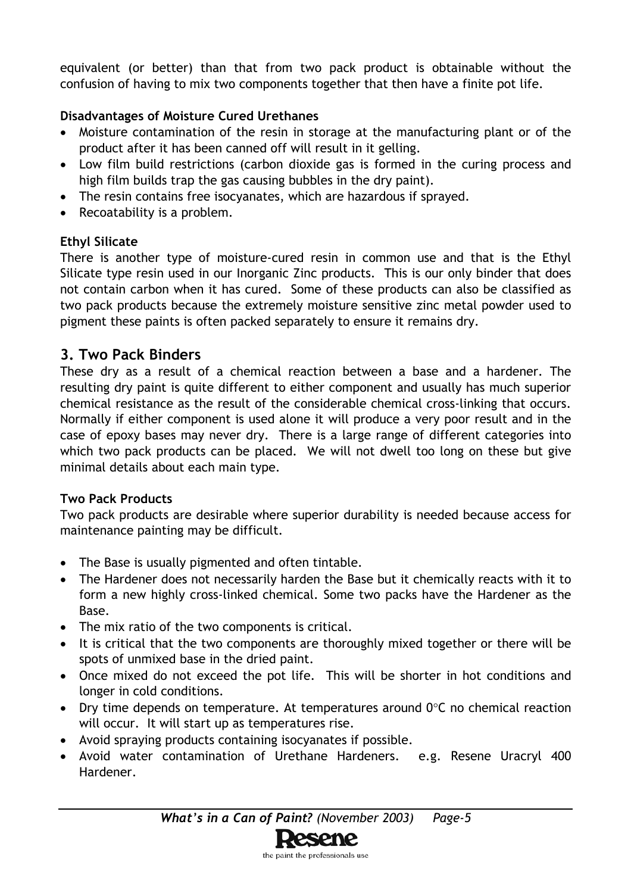equivalent (or better) than that from two pack product is obtainable without the confusion of having to mix two components together that then have a finite pot life.

**Disadvantages of Moisture Cured Urethanes**

- Moisture contamination of the resin in storage at the manufacturing plant or of the product after it has been canned off will result in it gelling.
- Low film build restrictions (carbon dioxide gas is formed in the curing process and high film builds trap the gas causing bubbles in the dry paint).
- The resin contains free isocyanates, which are hazardous if sprayed.
- Recoatability is a problem.

**Ethyl Silicate**

There is another type of moisture-cured resin in common use and that is the Ethyl Silicate type resin used in our Inorganic Zinc products. This is our only binder that does not contain carbon when it has cured. Some of these products can also be classified as two pack products because the extremely moisture sensitive zinc metal powder used to pigment these paints is often packed separately to ensure it remains dry.

## 3. Two Pack Binders

These dry as a result of a chemical reaction between a base and a hardener. The resulting dry paint is quite different to either component and usually has much superior chemical resistance as the result of the considerable chemical cross-linking that occurs. Normally if either component is used alone it will produce a very poor result and in the case of epoxy bases may never dry. There is a large range of different categories into which two pack products can be placed. We will not dwell too long on these but give minimal details about each main type.

**Two Pack Products**

Two pack products are desirable where superior durability is needed because access for maintenance painting may be difficult.

- The Base is usually pigmented and often tintable.
- The Hardener does not necessarily harden the Base but it chemically reacts with it to form a new highly cross-linked chemical. Some two packs have the Hardener as the Base.
- The mix ratio of the two components is critical.
- It is critical that the two components are thoroughly mixed together or there will be spots of unmixed base in the dried paint.
- Once mixed do not exceed the pot life. This will be shorter in hot conditions and longer in cold conditions.
- Dry time depends on temperature. At temperatures around 0°C no chemical reaction will occur. It will start up as temperatures rise.
- Avoid spraying products containing isocyanates if possible.
- Avoid water contamination of Urethane Hardeners. e.g. Resene Uracryl 400 Hardener.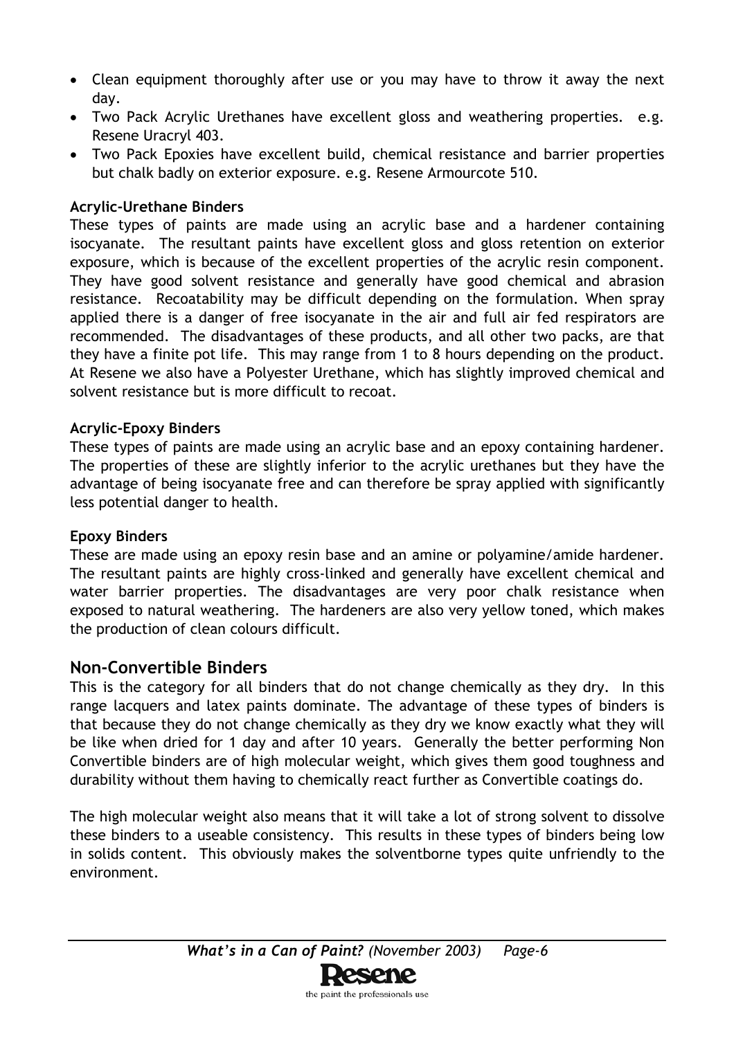- Clean equipment thoroughly after use or you may have to throw it away the next day.
- Two Pack Acrylic Urethanes have excellent gloss and weathering properties. e.g. Resene Uracryl 403.
- Two Pack Epoxies have excellent build, chemical resistance and barrier properties but chalk badly on exterior exposure. e.g. Resene Armourcote 510.

**Acrylic-Urethane Binders**

These types of paints are made using an acrylic base and a hardener containing isocyanate. The resultant paints have excellent gloss and gloss retention on exterior exposure, which is because of the excellent properties of the acrylic resin component. They have good solvent resistance and generally have good chemical and abrasion resistance. Recoatability may be difficult depending on the formulation. When spray applied there is a danger of free isocyanate in the air and full air fed respirators are recommended. The disadvantages of these products, and all other two packs, are that they have a finite pot life. This may range from 1 to 8 hours depending on the product. At Resene we also have a Polyester Urethane, which has slightly improved chemical and solvent resistance but is more difficult to recoat.

**Acrylic-Epoxy Binders**

These types of paints are made using an acrylic base and an epoxy containing hardener. The properties of these are slightly inferior to the acrylic urethanes but they have the advantage of being isocyanate free and can therefore be spray applied with significantly less potential danger to health.

**Epoxy Binders**

These are made using an epoxy resin base and an amine or polyamine/amide hardener. The resultant paints are highly cross-linked and generally have excellent chemical and water barrier properties. The disadvantages are very poor chalk resistance when exposed to natural weathering. The hardeners are also very yellow toned, which makes the production of clean colours difficult.

## Non-Convertible Binders

This is the category for all binders that do not change chemically as they dry. In this range lacquers and latex paints dominate. The advantage of these types of binders is that because they do not change chemically as they dry we know exactly what they will be like when dried for 1 day and after 10 years. Generally the better performing Non Convertible binders are of high molecular weight, which gives them good toughness and durability without them having to chemically react further as Convertible coatings do.

The high molecular weight also means that it will take a lot of strong solvent to dissolve these binders to a useable consistency. This results in these types of binders being low in solids content. This obviously makes the solventborne types quite unfriendly to the environment.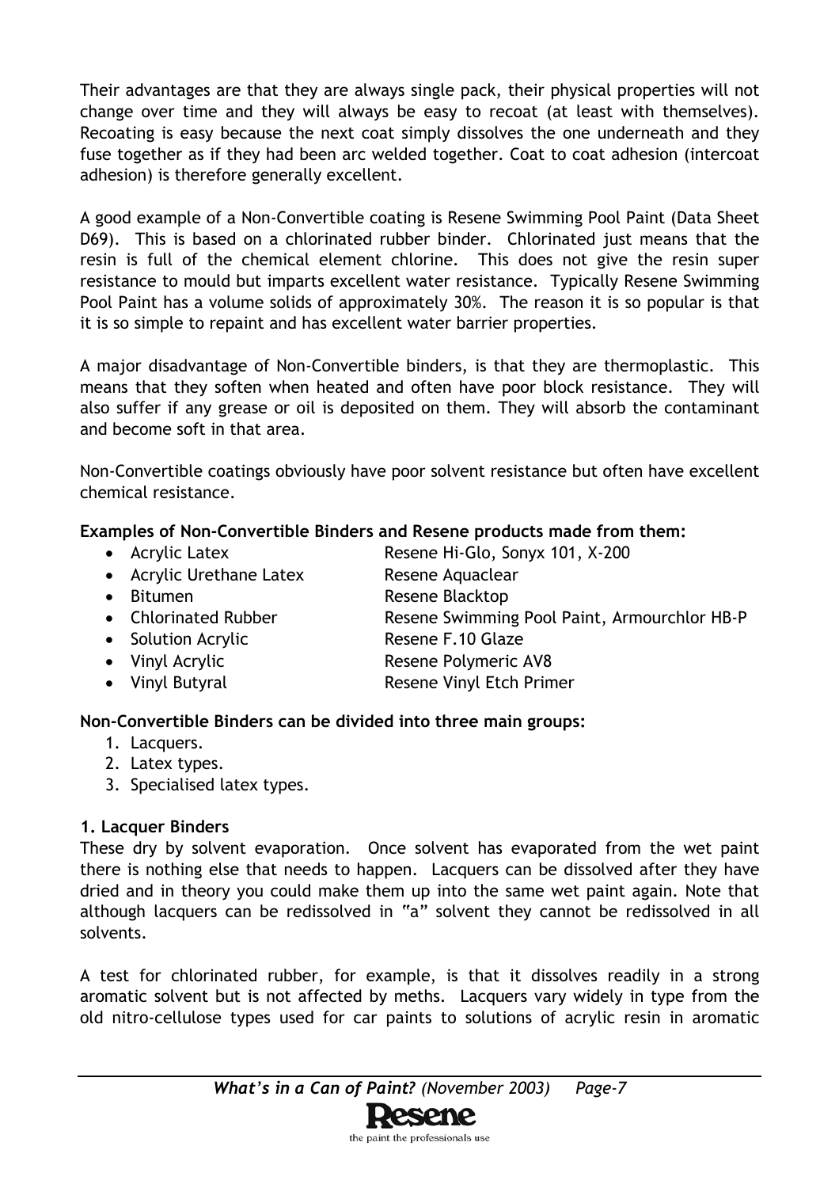Their advantages are that they are always single pack, their physical properties will not change over time and they will always be easy to recoat (at least with themselves). Recoating is easy because the next coat simply dissolves the one underneath and they fuse together as if they had been arc welded together. Coat to coat adhesion (intercoat adhesion) is therefore generally excellent.

A good example of a Non-Convertible coating is Resene Swimming Pool Paint (Data Sheet D69). This is based on a chlorinated rubber binder. Chlorinated just means that the resin is full of the chemical element chlorine. This does not give the resin super resistance to mould but imparts excellent water resistance. Typically Resene Swimming Pool Paint has a volume solids of approximately 30%. The reason it is so popular is that it is so simple to repaint and has excellent water barrier properties.

A major disadvantage of Non-Convertible binders, is that they are thermoplastic. This means that they soften when heated and often have poor block resistance. They will also suffer if any grease or oil is deposited on them. They will absorb the contaminant and become soft in that area.

Non-Convertible coatings obviously have poor solvent resistance but often have excellent chemical resistance.

**Examples of Non-Convertible Binders and Resene products made from them:**

- Acrylic Latex — Resene Hi-Glo, Sonyx 101, X-200
- Acrylic Urethane Latex — Resene Aquaclear
- Bitumen — Resene Blacktop
- Chlorinated Rubber — Resene Swimming Pool Paint, Armourchlor HB-P
- Solution Acrylic — Resene F.10 Glaze
- Vinyl Acrylic — Resene Polymeric AV8
- Vinyl Butyral — Resene Vinyl Etch Primer

**Non-Convertible Binders can be divided into three main groups:**

1. Lacquers.
2. Latex types.
3. Specialised latex types.

**1. Lacquer Binders**

These dry by solvent evaporation. Once solvent has evaporated from the wet paint there is nothing else that needs to happen. Lacquers can be dissolved after they have dried and in theory you could make them up into the same wet paint again. Note that although lacquers can be redissolved in "a" solvent they cannot be redissolved in all solvents.

A test for chlorinated rubber, for example, is that it dissolves readily in a strong aromatic solvent but is not affected by meths. Lacquers vary widely in type from the old nitro-cellulose types used for car paints to solutions of acrylic resin in aromatic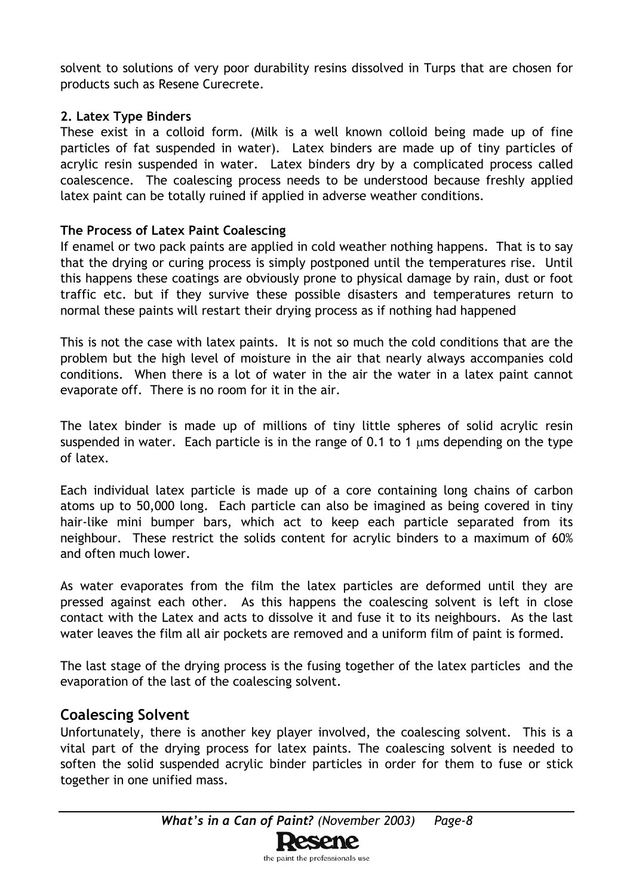solvent to solutions of very poor durability resins dissolved in Turps that are chosen for products such as Resene Curecrete.

**2. Latex Type Binders**

These exist in a colloid form. (Milk is a well known colloid being made up of fine particles of fat suspended in water). Latex binders are made up of tiny particles of acrylic resin suspended in water. Latex binders dry by a complicated process called coalescence. The coalescing process needs to be understood because freshly applied latex paint can be totally ruined if applied in adverse weather conditions.

**The Process of Latex Paint Coalescing**

If enamel or two pack paints are applied in cold weather nothing happens. That is to say that the drying or curing process is simply postponed until the temperatures rise. Until this happens these coatings are obviously prone to physical damage by rain, dust or foot traffic etc. but if they survive these possible disasters and temperatures return to normal these paints will restart their drying process as if nothing had happened

This is not the case with latex paints. It is not so much the cold conditions that are the problem but the high level of moisture in the air that nearly always accompanies cold conditions. When there is a lot of water in the air the water in a latex paint cannot evaporate off. There is no room for it in the air.

The latex binder is made up of millions of tiny little spheres of solid acrylic resin suspended in water. Each particle is in the range of 0.1 to 1 μms depending on the type of latex.

Each individual latex particle is made up of a core containing long chains of carbon atoms up to 50,000 long. Each particle can also be imagined as being covered in tiny hair-like mini bumper bars, which act to keep each particle separated from its neighbour. These restrict the solids content for acrylic binders to a maximum of 60% and often much lower.

As water evaporates from the film the latex particles are deformed until they are pressed against each other. As this happens the coalescing solvent is left in close contact with the Latex and acts to dissolve it and fuse it to its neighbours. As the last water leaves the film all air pockets are removed and a uniform film of paint is formed.

The last stage of the drying process is the fusing together of the latex particles and the evaporation of the last of the coalescing solvent.

## Coalescing Solvent

Unfortunately, there is another key player involved, the coalescing solvent. This is a vital part of the drying process for latex paints. The coalescing solvent is needed to soften the solid suspended acrylic binder particles in order for them to fuse or stick together in one unified mass.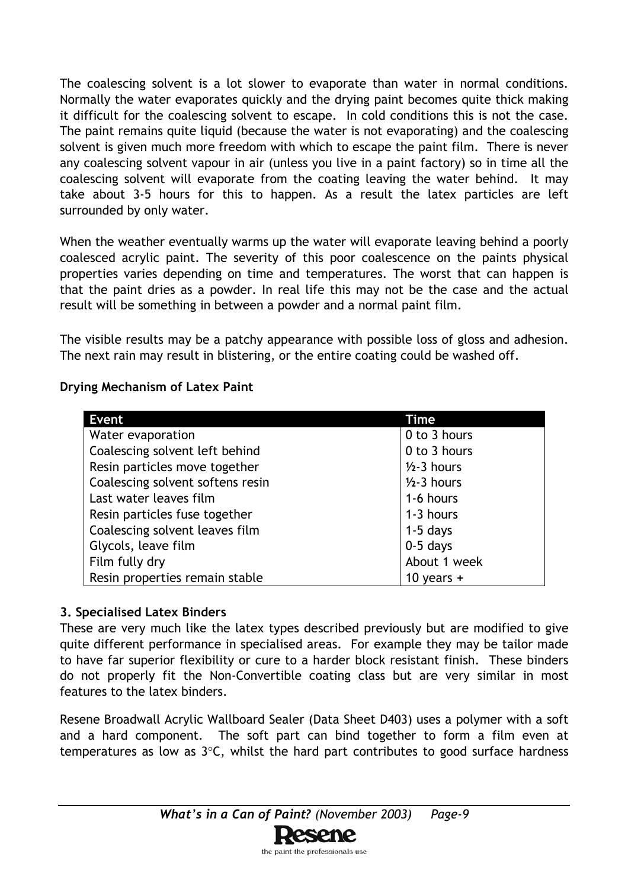The coalescing solvent is a lot slower to evaporate than water in normal conditions. Normally the water evaporates quickly and the drying paint becomes quite thick making it difficult for the coalescing solvent to escape. In cold conditions this is not the case. The paint remains quite liquid (because the water is not evaporating) and the coalescing solvent is given much more freedom with which to escape the paint film. There is never any coalescing solvent vapour in air (unless you live in a paint factory) so in time all the coalescing solvent will evaporate from the coating leaving the water behind. It may take about 3-5 hours for this to happen. As a result the latex particles are left surrounded by only water.

When the weather eventually warms up the water will evaporate leaving behind a poorly coalesced acrylic paint. The severity of this poor coalescence on the paints physical properties varies depending on time and temperatures. The worst that can happen is that the paint dries as a powder. In real life this may not be the case and the actual result will be something in between a powder and a normal paint film.

The visible results may be a patchy appearance with possible loss of gloss and adhesion. The next rain may result in blistering, or the entire coating could be washed off.

**Drying Mechanism of Latex Paint**

| Event | Time |
|---|---|
| Water evaporation | 0 to 3 hours |
| Coalescing solvent left behind | 0 to 3 hours |
| Resin particles move together | ½-3 hours |
| Coalescing solvent softens resin | ½-3 hours |
| Last water leaves film | 1-6 hours |
| Resin particles fuse together | 1-3 hours |
| Coalescing solvent leaves film | 1-5 days |
| Glycols, leave film | 0-5 days |
| Film fully dry | About 1 week |
| Resin properties remain stable | 10 years + |

### 3. Specialised Latex Binders

These are very much like the latex types described previously but are modified to give quite different performance in specialised areas. For example they may be tailor made to have far superior flexibility or cure to a harder block resistant finish. These binders do not properly fit the Non-Convertible coating class but are very similar in most features to the latex binders.

Resene Broadwall Acrylic Wallboard Sealer (Data Sheet D403) uses a polymer with a soft and a hard component. The soft part can bind together to form a film even at temperatures as low as 3°C, whilst the hard part contributes to good surface hardness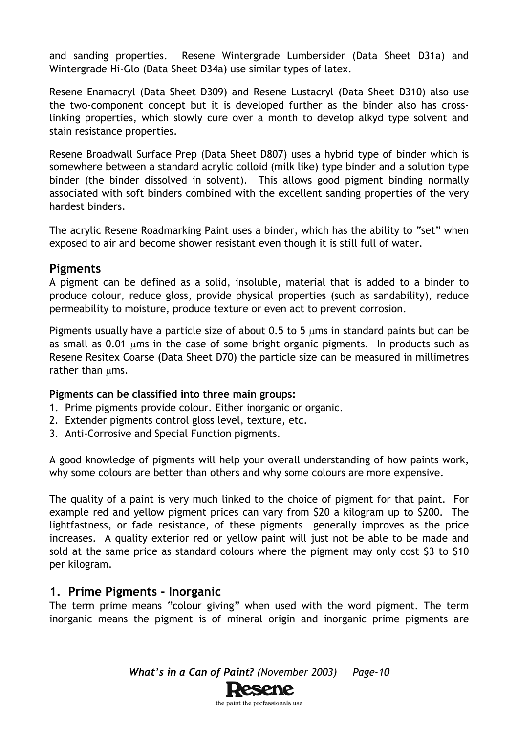and sanding properties. Resene Wintergrade Lumbersider (Data Sheet D31a) and Wintergrade Hi-Glo (Data Sheet D34a) use similar types of latex.

Resene Enamacryl (Data Sheet D309) and Resene Lustacryl (Data Sheet D310) also use the two-component concept but it is developed further as the binder also has cross-linking properties, which slowly cure over a month to develop alkyd type solvent and stain resistance properties.

Resene Broadwall Surface Prep (Data Sheet D807) uses a hybrid type of binder which is somewhere between a standard acrylic colloid (milk like) type binder and a solution type binder (the binder dissolved in solvent). This allows good pigment binding normally associated with soft binders combined with the excellent sanding properties of the very hardest binders.

The acrylic Resene Roadmarking Paint uses a binder, which has the ability to "set" when exposed to air and become shower resistant even though it is still full of water.

## Pigments

A pigment can be defined as a solid, insoluble, material that is added to a binder to produce colour, reduce gloss, provide physical properties (such as sandability), reduce permeability to moisture, produce texture or even act to prevent corrosion.

Pigments usually have a particle size of about 0.5 to 5 μms in standard paints but can be as small as 0.01 μms in the case of some bright organic pigments. In products such as Resene Resitex Coarse (Data Sheet D70) the particle size can be measured in millimetres rather than μms.

**Pigments can be classified into three main groups:**

1. Prime pigments provide colour. Either inorganic or organic.
2. Extender pigments control gloss level, texture, etc.
3. Anti-Corrosive and Special Function pigments.

A good knowledge of pigments will help your overall understanding of how paints work, why some colours are better than others and why some colours are more expensive.

The quality of a paint is very much linked to the choice of pigment for that paint. For example red and yellow pigment prices can vary from $20 a kilogram up to $200. The lightfastness, or fade resistance, of these pigments generally improves as the price increases. A quality exterior red or yellow paint will just not be able to be made and sold at the same price as standard colours where the pigment may only cost $3 to $10 per kilogram.

## 1. Prime Pigments - Inorganic

The term prime means "colour giving" when used with the word pigment. The term inorganic means the pigment is of mineral origin and inorganic prime pigments are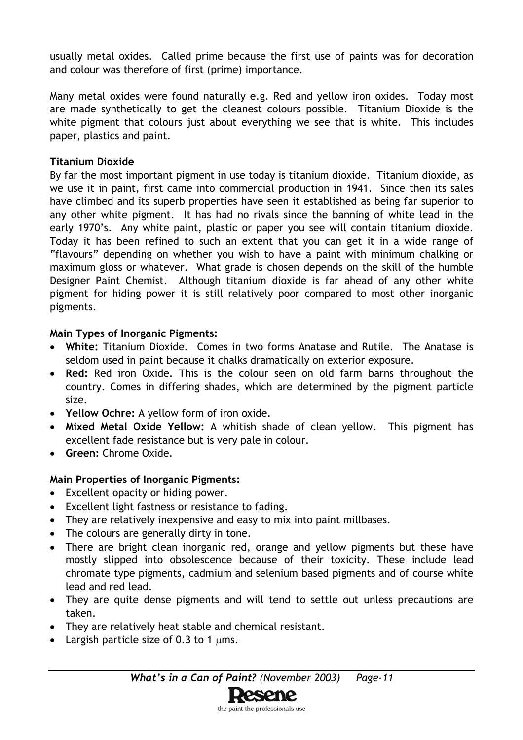usually metal oxides. Called prime because the first use of paints was for decoration and colour was therefore of first (prime) importance.

Many metal oxides were found naturally e.g. Red and yellow iron oxides. Today most are made synthetically to get the cleanest colours possible. Titanium Dioxide is the white pigment that colours just about everything we see that is white. This includes paper, plastics and paint.

**Titanium Dioxide**

By far the most important pigment in use today is titanium dioxide. Titanium dioxide, as we use it in paint, first came into commercial production in 1941. Since then its sales have climbed and its superb properties have seen it established as being far superior to any other white pigment. It has had no rivals since the banning of white lead in the early 1970's. Any white paint, plastic or paper you see will contain titanium dioxide. Today it has been refined to such an extent that you can get it in a wide range of "flavours" depending on whether you wish to have a paint with minimum chalking or maximum gloss or whatever. What grade is chosen depends on the skill of the humble Designer Paint Chemist. Although titanium dioxide is far ahead of any other white pigment for hiding power it is still relatively poor compared to most other inorganic pigments.

**Main Types of Inorganic Pigments:**

- **White:** Titanium Dioxide. Comes in two forms Anatase and Rutile. The Anatase is seldom used in paint because it chalks dramatically on exterior exposure.
- **Red:** Red iron Oxide. This is the colour seen on old farm barns throughout the country. Comes in differing shades, which are determined by the pigment particle size.
- **Yellow Ochre:** A yellow form of iron oxide.
- **Mixed Metal Oxide Yellow:** A whitish shade of clean yellow. This pigment has excellent fade resistance but is very pale in colour.
- **Green:** Chrome Oxide.

**Main Properties of Inorganic Pigments:**

- Excellent opacity or hiding power.
- Excellent light fastness or resistance to fading.
- They are relatively inexpensive and easy to mix into paint millbases.
- The colours are generally dirty in tone.
- There are bright clean inorganic red, orange and yellow pigments but these have mostly slipped into obsolescence because of their toxicity. These include lead chromate type pigments, cadmium and selenium based pigments and of course white lead and red lead.
- They are quite dense pigments and will tend to settle out unless precautions are taken.
- They are relatively heat stable and chemical resistant.
- Largish particle size of 0.3 to 1 $\mu$ms.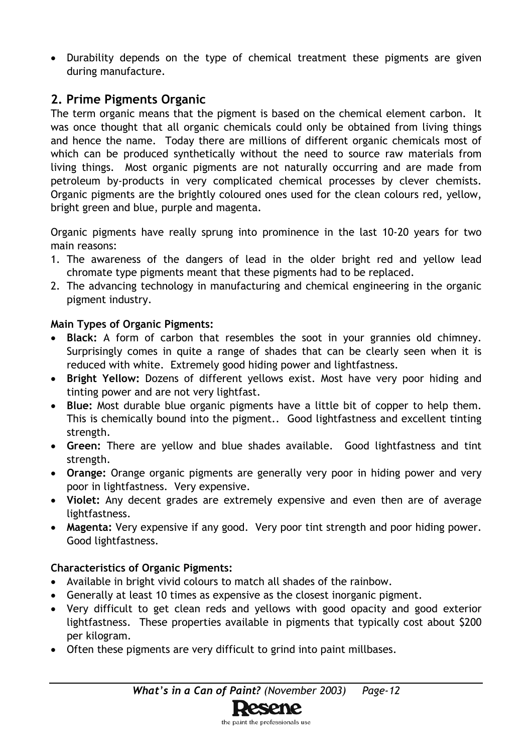- Durability depends on the type of chemical treatment these pigments are given during manufacture.

## 2. Prime Pigments Organic

The term organic means that the pigment is based on the chemical element carbon. It was once thought that all organic chemicals could only be obtained from living things and hence the name. Today there are millions of different organic chemicals most of which can be produced synthetically without the need to source raw materials from living things. Most organic pigments are not naturally occurring and are made from petroleum by-products in very complicated chemical processes by clever chemists. Organic pigments are the brightly coloured ones used for the clean colours red, yellow, bright green and blue, purple and magenta.

Organic pigments have really sprung into prominence in the last 10-20 years for two main reasons:

1. The awareness of the dangers of lead in the older bright red and yellow lead chromate type pigments meant that these pigments had to be replaced.
2. The advancing technology in manufacturing and chemical engineering in the organic pigment industry.

**Main Types of Organic Pigments:**

- **Black:** A form of carbon that resembles the soot in your grannies old chimney. Surprisingly comes in quite a range of shades that can be clearly seen when it is reduced with white. Extremely good hiding power and lightfastness.
- **Bright Yellow:** Dozens of different yellows exist. Most have very poor hiding and tinting power and are not very lightfast.
- **Blue:** Most durable blue organic pigments have a little bit of copper to help them. This is chemically bound into the pigment.. Good lightfastness and excellent tinting strength.
- **Green:** There are yellow and blue shades available. Good lightfastness and tint strength.
- **Orange:** Orange organic pigments are generally very poor in hiding power and very poor in lightfastness. Very expensive.
- **Violet:** Any decent grades are extremely expensive and even then are of average lightfastness.
- **Magenta:** Very expensive if any good. Very poor tint strength and poor hiding power. Good lightfastness.

**Characteristics of Organic Pigments:**

- Available in bright vivid colours to match all shades of the rainbow.
- Generally at least 10 times as expensive as the closest inorganic pigment.
- Very difficult to get clean reds and yellows with good opacity and good exterior lightfastness. These properties available in pigments that typically cost about $200 per kilogram.
- Often these pigments are very difficult to grind into paint millbases.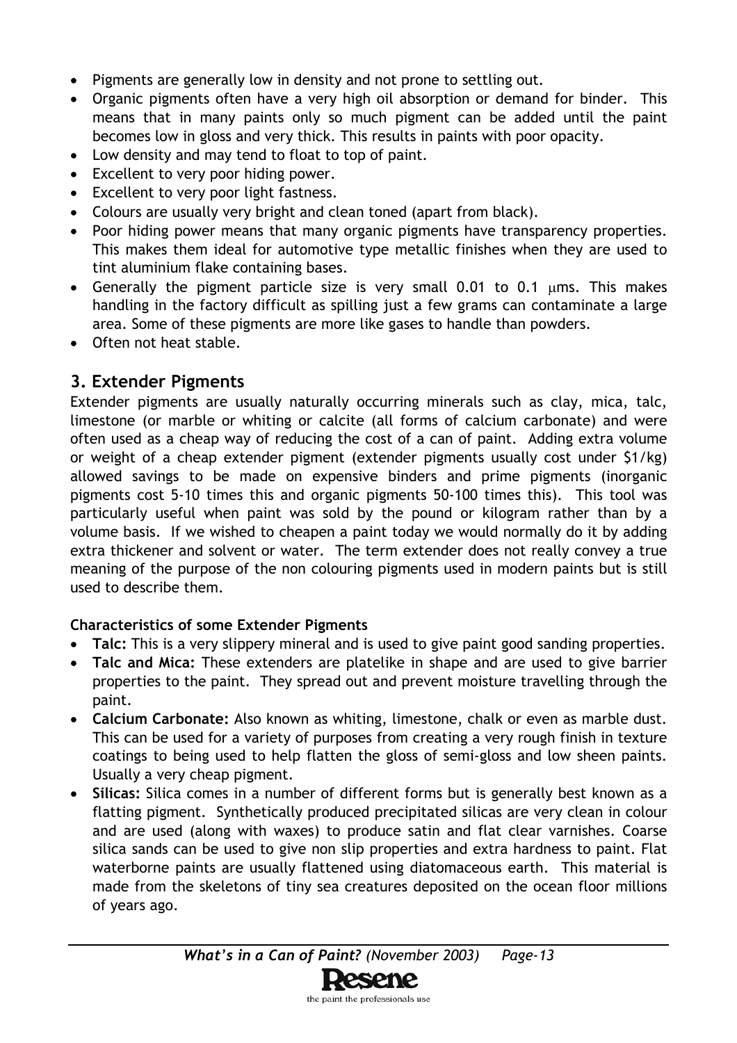- Pigments are generally low in density and not prone to settling out.
- Organic pigments often have a very high oil absorption or demand for binder. This means that in many paints only so much pigment can be added until the paint becomes low in gloss and very thick. This results in paints with poor opacity.
- Low density and may tend to float to top of paint.
- Excellent to very poor hiding power.
- Excellent to very poor light fastness.
- Colours are usually very bright and clean toned (apart from black).
- Poor hiding power means that many organic pigments have transparency properties. This makes them ideal for automotive type metallic finishes when they are used to tint aluminium flake containing bases.
- Generally the pigment particle size is very small 0.01 to 0.1 μms. This makes handling in the factory difficult as spilling just a few grams can contaminate a large area. Some of these pigments are more like gases to handle than powders.
- Often not heat stable.

## 3. Extender Pigments

Extender pigments are usually naturally occurring minerals such as clay, mica, talc, limestone (or marble or whiting or calcite (all forms of calcium carbonate) and were often used as a cheap way of reducing the cost of a can of paint. Adding extra volume or weight of a cheap extender pigment (extender pigments usually cost under $1/kg) allowed savings to be made on expensive binders and prime pigments (inorganic pigments cost 5-10 times this and organic pigments 50-100 times this). This tool was particularly useful when paint was sold by the pound or kilogram rather than by a volume basis. If we wished to cheapen a paint today we would normally do it by adding extra thickener and solvent or water. The term extender does not really convey a true meaning of the purpose of the non colouring pigments used in modern paints but is still used to describe them.

**Characteristics of some Extender Pigments**

- **Talc:** This is a very slippery mineral and is used to give paint good sanding properties.
- **Talc and Mica:** These extenders are platelike in shape and are used to give barrier properties to the paint. They spread out and prevent moisture travelling through the paint.
- **Calcium Carbonate:** Also known as whiting, limestone, chalk or even as marble dust. This can be used for a variety of purposes from creating a very rough finish in texture coatings to being used to help flatten the gloss of semi-gloss and low sheen paints. Usually a very cheap pigment.
- **Silicas:** Silica comes in a number of different forms but is generally best known as a flatting pigment. Synthetically produced precipitated silicas are very clean in colour and are used (along with waxes) to produce satin and flat clear varnishes. Coarse silica sands can be used to give non slip properties and extra hardness to paint. Flat waterborne paints are usually flattened using diatomaceous earth. This material is made from the skeletons of tiny sea creatures deposited on the ocean floor millions of years ago.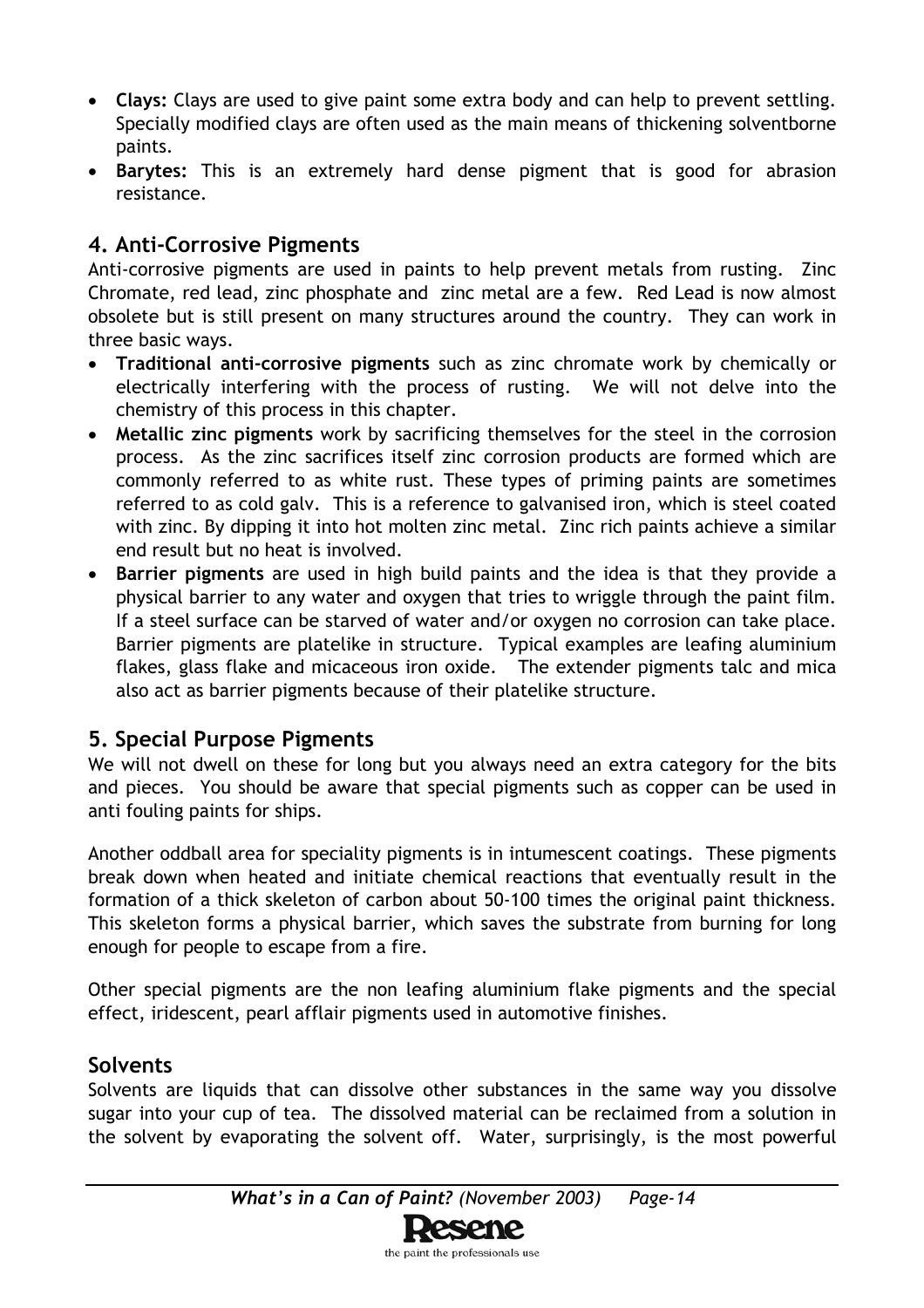- **Clays:** Clays are used to give paint some extra body and can help to prevent settling. Specially modified clays are often used as the main means of thickening solventborne paints.
- **Barytes:** This is an extremely hard dense pigment that is good for abrasion resistance.

## 4. Anti-Corrosive Pigments

Anti-corrosive pigments are used in paints to help prevent metals from rusting. Zinc Chromate, red lead, zinc phosphate and zinc metal are a few. Red Lead is now almost obsolete but is still present on many structures around the country. They can work in three basic ways.

- **Traditional anti-corrosive pigments** such as zinc chromate work by chemically or electrically interfering with the process of rusting. We will not delve into the chemistry of this process in this chapter.
- **Metallic zinc pigments** work by sacrificing themselves for the steel in the corrosion process. As the zinc sacrifices itself zinc corrosion products are formed which are commonly referred to as white rust. These types of priming paints are sometimes referred to as cold galv. This is a reference to galvanised iron, which is steel coated with zinc. By dipping it into hot molten zinc metal. Zinc rich paints achieve a similar end result but no heat is involved.
- **Barrier pigments** are used in high build paints and the idea is that they provide a physical barrier to any water and oxygen that tries to wriggle through the paint film. If a steel surface can be starved of water and/or oxygen no corrosion can take place. Barrier pigments are platelike in structure. Typical examples are leafing aluminium flakes, glass flake and micaceous iron oxide. The extender pigments talc and mica also act as barrier pigments because of their platelike structure.

## 5. Special Purpose Pigments

We will not dwell on these for long but you always need an extra category for the bits and pieces. You should be aware that special pigments such as copper can be used in anti fouling paints for ships.

Another oddball area for speciality pigments is in intumescent coatings. These pigments break down when heated and initiate chemical reactions that eventually result in the formation of a thick skeleton of carbon about 50-100 times the original paint thickness. This skeleton forms a physical barrier, which saves the substrate from burning for long enough for people to escape from a fire.

Other special pigments are the non leafing aluminium flake pigments and the special effect, iridescent, pearl afflair pigments used in automotive finishes.

## Solvents

Solvents are liquids that can dissolve other substances in the same way you dissolve sugar into your cup of tea. The dissolved material can be reclaimed from a solution in the solvent by evaporating the solvent off. Water, surprisingly, is the most powerful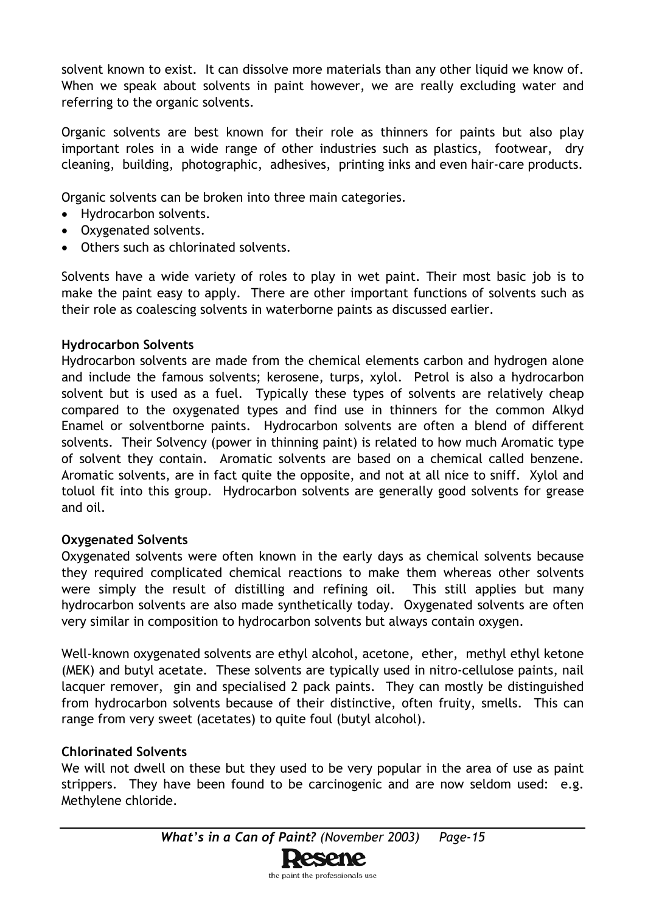solvent known to exist. It can dissolve more materials than any other liquid we know of. When we speak about solvents in paint however, we are really excluding water and referring to the organic solvents.

Organic solvents are best known for their role as thinners for paints but also play important roles in a wide range of other industries such as plastics, footwear, dry cleaning, building, photographic, adhesives, printing inks and even hair-care products.

Organic solvents can be broken into three main categories.

- Hydrocarbon solvents.
- Oxygenated solvents.
- Others such as chlorinated solvents.

Solvents have a wide variety of roles to play in wet paint. Their most basic job is to make the paint easy to apply. There are other important functions of solvents such as their role as coalescing solvents in waterborne paints as discussed earlier.

**Hydrocarbon Solvents**

Hydrocarbon solvents are made from the chemical elements carbon and hydrogen alone and include the famous solvents; kerosene, turps, xylol. Petrol is also a hydrocarbon solvent but is used as a fuel. Typically these types of solvents are relatively cheap compared to the oxygenated types and find use in thinners for the common Alkyd Enamel or solventborne paints. Hydrocarbon solvents are often a blend of different solvents. Their Solvency (power in thinning paint) is related to how much Aromatic type of solvent they contain. Aromatic solvents are based on a chemical called benzene. Aromatic solvents, are in fact quite the opposite, and not at all nice to sniff. Xylol and toluol fit into this group. Hydrocarbon solvents are generally good solvents for grease and oil.

**Oxygenated Solvents**

Oxygenated solvents were often known in the early days as chemical solvents because they required complicated chemical reactions to make them whereas other solvents were simply the result of distilling and refining oil. This still applies but many hydrocarbon solvents are also made synthetically today. Oxygenated solvents are often very similar in composition to hydrocarbon solvents but always contain oxygen.

Well-known oxygenated solvents are ethyl alcohol, acetone, ether, methyl ethyl ketone (MEK) and butyl acetate. These solvents are typically used in nitro-cellulose paints, nail lacquer remover, gin and specialised 2 pack paints. They can mostly be distinguished from hydrocarbon solvents because of their distinctive, often fruity, smells. This can range from very sweet (acetates) to quite foul (butyl alcohol).

**Chlorinated Solvents**

We will not dwell on these but they used to be very popular in the area of use as paint strippers. They have been found to be carcinogenic and are now seldom used: e.g. Methylene chloride.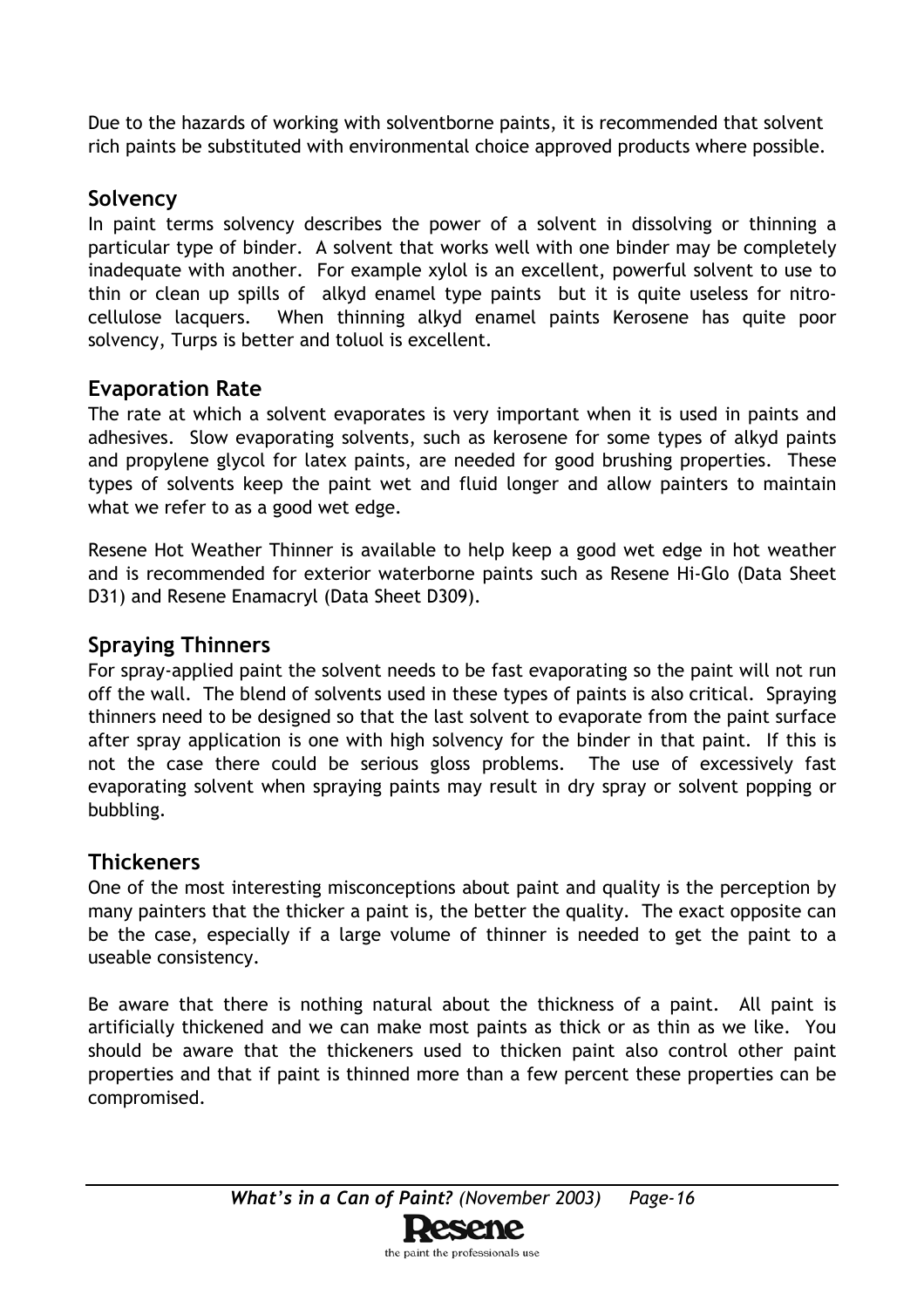Due to the hazards of working with solventborne paints, it is recommended that solvent rich paints be substituted with environmental choice approved products where possible.

## Solvency

In paint terms solvency describes the power of a solvent in dissolving or thinning a particular type of binder. A solvent that works well with one binder may be completely inadequate with another. For example xylol is an excellent, powerful solvent to use to thin or clean up spills of alkyd enamel type paints but it is quite useless for nitro-cellulose lacquers. When thinning alkyd enamel paints Kerosene has quite poor solvency, Turps is better and toluol is excellent.

## Evaporation Rate

The rate at which a solvent evaporates is very important when it is used in paints and adhesives. Slow evaporating solvents, such as kerosene for some types of alkyd paints and propylene glycol for latex paints, are needed for good brushing properties. These types of solvents keep the paint wet and fluid longer and allow painters to maintain what we refer to as a good wet edge.

Resene Hot Weather Thinner is available to help keep a good wet edge in hot weather and is recommended for exterior waterborne paints such as Resene Hi-Glo (Data Sheet D31) and Resene Enamacryl (Data Sheet D309).

## Spraying Thinners

For spray-applied paint the solvent needs to be fast evaporating so the paint will not run off the wall. The blend of solvents used in these types of paints is also critical. Spraying thinners need to be designed so that the last solvent to evaporate from the paint surface after spray application is one with high solvency for the binder in that paint. If this is not the case there could be serious gloss problems. The use of excessively fast evaporating solvent when spraying paints may result in dry spray or solvent popping or bubbling.

## Thickeners

One of the most interesting misconceptions about paint and quality is the perception by many painters that the thicker a paint is, the better the quality. The exact opposite can be the case, especially if a large volume of thinner is needed to get the paint to a useable consistency.

Be aware that there is nothing natural about the thickness of a paint. All paint is artificially thickened and we can make most paints as thick or as thin as we like. You should be aware that the thickeners used to thicken paint also control other paint properties and that if paint is thinned more than a few percent these properties can be compromised.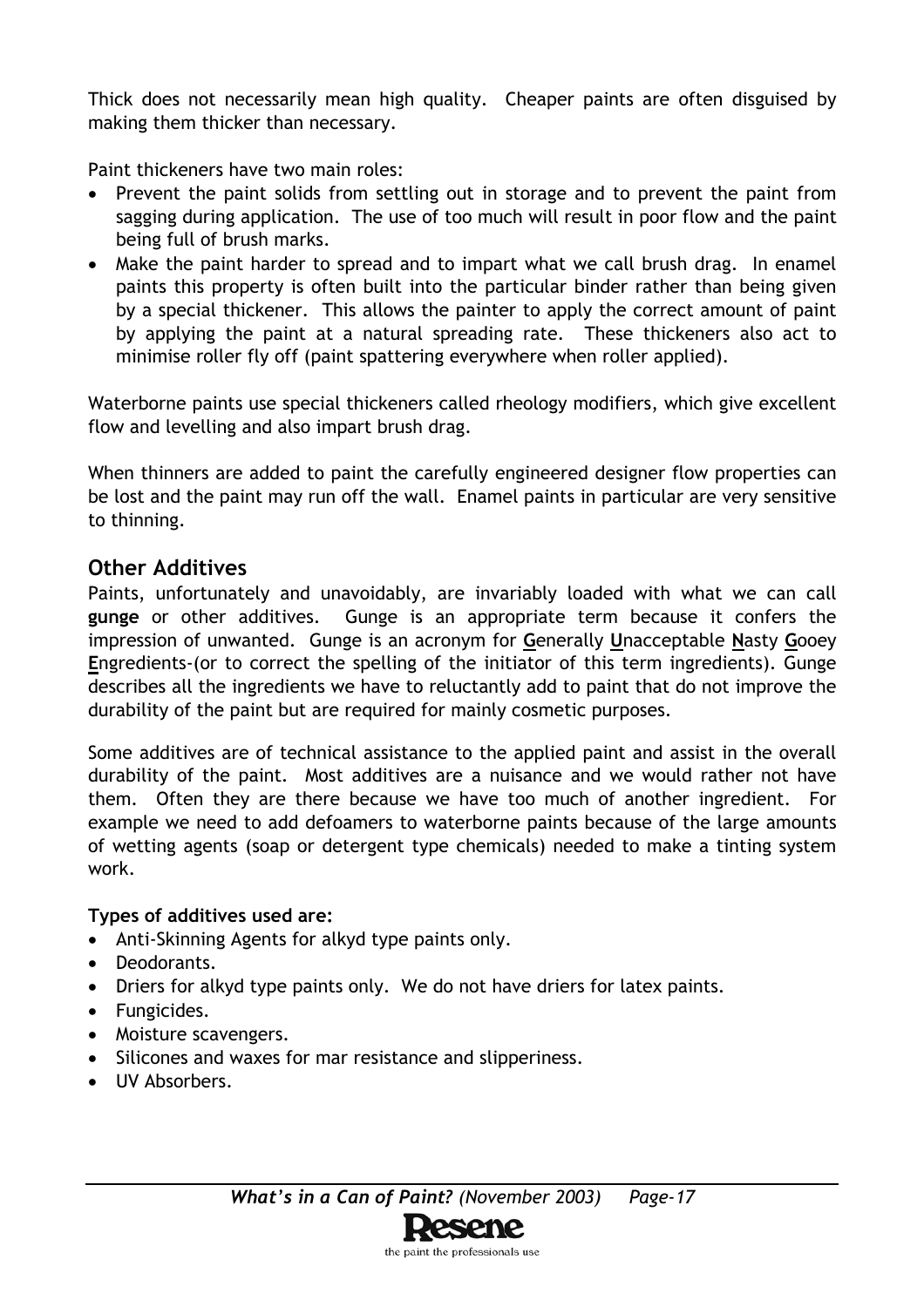Thick does not necessarily mean high quality. Cheaper paints are often disguised by making them thicker than necessary.

Paint thickeners have two main roles:

- Prevent the paint solids from settling out in storage and to prevent the paint from sagging during application. The use of too much will result in poor flow and the paint being full of brush marks.
- Make the paint harder to spread and to impart what we call brush drag. In enamel paints this property is often built into the particular binder rather than being given by a special thickener. This allows the painter to apply the correct amount of paint by applying the paint at a natural spreading rate. These thickeners also act to minimise roller fly off (paint spattering everywhere when roller applied).

Waterborne paints use special thickeners called rheology modifiers, which give excellent flow and levelling and also impart brush drag.

When thinners are added to paint the carefully engineered designer flow properties can be lost and the paint may run off the wall. Enamel paints in particular are very sensitive to thinning.

## Other Additives

Paints, unfortunately and unavoidably, are invariably loaded with what we can call **gunge** or other additives. Gunge is an appropriate term because it confers the impression of unwanted. Gunge is an acronym for **G**enerally **U**nacceptable **N**asty **G**ooey **E**ngredients-(or to correct the spelling of the initiator of this term ingredients). Gunge describes all the ingredients we have to reluctantly add to paint that do not improve the durability of the paint but are required for mainly cosmetic purposes.

Some additives are of technical assistance to the applied paint and assist in the overall durability of the paint. Most additives are a nuisance and we would rather not have them. Often they are there because we have too much of another ingredient. For example we need to add defoamers to waterborne paints because of the large amounts of wetting agents (soap or detergent type chemicals) needed to make a tinting system work.

**Types of additives used are:**

- Anti-Skinning Agents for alkyd type paints only.
- Deodorants.
- Driers for alkyd type paints only. We do not have driers for latex paints.
- Fungicides.
- Moisture scavengers.
- Silicones and waxes for mar resistance and slipperiness.
- UV Absorbers.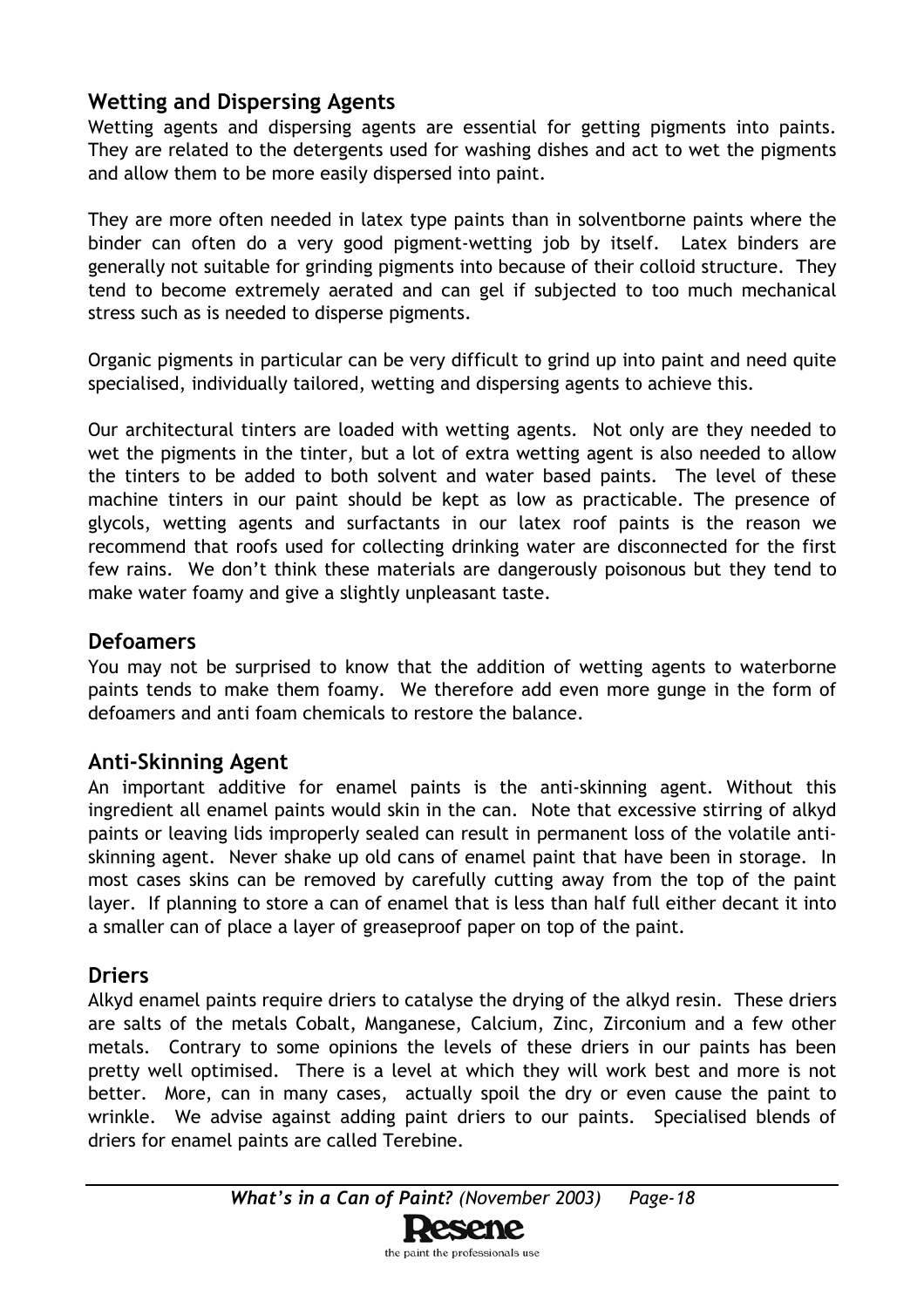## Wetting and Dispersing Agents

Wetting agents and dispersing agents are essential for getting pigments into paints. They are related to the detergents used for washing dishes and act to wet the pigments and allow them to be more easily dispersed into paint.

They are more often needed in latex type paints than in solventborne paints where the binder can often do a very good pigment-wetting job by itself. Latex binders are generally not suitable for grinding pigments into because of their colloid structure. They tend to become extremely aerated and can gel if subjected to too much mechanical stress such as is needed to disperse pigments.

Organic pigments in particular can be very difficult to grind up into paint and need quite specialised, individually tailored, wetting and dispersing agents to achieve this.

Our architectural tinters are loaded with wetting agents. Not only are they needed to wet the pigments in the tinter, but a lot of extra wetting agent is also needed to allow the tinters to be added to both solvent and water based paints. The level of these machine tinters in our paint should be kept as low as practicable. The presence of glycols, wetting agents and surfactants in our latex roof paints is the reason we recommend that roofs used for collecting drinking water are disconnected for the first few rains. We don't think these materials are dangerously poisonous but they tend to make water foamy and give a slightly unpleasant taste.

## Defoamers

You may not be surprised to know that the addition of wetting agents to waterborne paints tends to make them foamy. We therefore add even more gunge in the form of defoamers and anti foam chemicals to restore the balance.

## Anti-Skinning Agent

An important additive for enamel paints is the anti-skinning agent. Without this ingredient all enamel paints would skin in the can. Note that excessive stirring of alkyd paints or leaving lids improperly sealed can result in permanent loss of the volatile anti-skinning agent. Never shake up old cans of enamel paint that have been in storage. In most cases skins can be removed by carefully cutting away from the top of the paint layer. If planning to store a can of enamel that is less than half full either decant it into a smaller can of place a layer of greaseproof paper on top of the paint.

## Driers

Alkyd enamel paints require driers to catalyse the drying of the alkyd resin. These driers are salts of the metals Cobalt, Manganese, Calcium, Zinc, Zirconium and a few other metals. Contrary to some opinions the levels of these driers in our paints has been pretty well optimised. There is a level at which they will work best and more is not better. More, can in many cases, actually spoil the dry or even cause the paint to wrinkle. We advise against adding paint driers to our paints. Specialised blends of driers for enamel paints are called Terebine.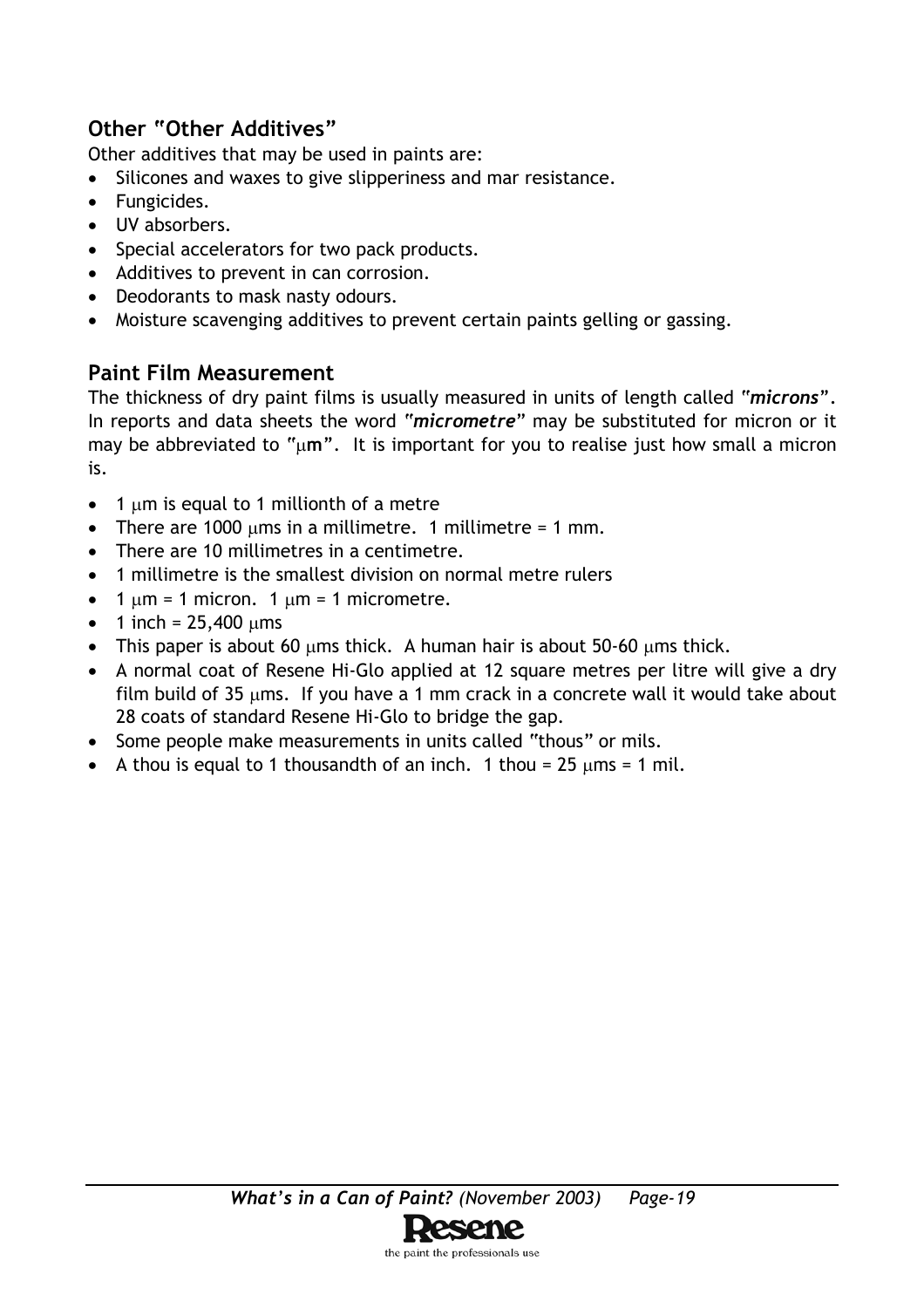## Other "Other Additives"

Other additives that may be used in paints are:

- Silicones and waxes to give slipperiness and mar resistance.
- Fungicides.
- UV absorbers.
- Special accelerators for two pack products.
- Additives to prevent in can corrosion.
- Deodorants to mask nasty odours.
- Moisture scavenging additives to prevent certain paints gelling or gassing.

## Paint Film Measurement

The thickness of dry paint films is usually measured in units of length called "***microns***". In reports and data sheets the word "***micrometre***" may be substituted for micron or it may be abbreviated to "**μm**". It is important for you to realise just how small a micron is.

- 1 μm is equal to 1 millionth of a metre
- There are 1000 μms in a millimetre. 1 millimetre = 1 mm.
- There are 10 millimetres in a centimetre.
- 1 millimetre is the smallest division on normal metre rulers
- 1 μm = 1 micron. 1 μm = 1 micrometre.
- 1 inch = 25,400 μms
- This paper is about 60 μms thick. A human hair is about 50-60 μms thick.
- A normal coat of Resene Hi-Glo applied at 12 square metres per litre will give a dry film build of 35 μms. If you have a 1 mm crack in a concrete wall it would take about 28 coats of standard Resene Hi-Glo to bridge the gap.
- Some people make measurements in units called "thous" or mils.
- A thou is equal to 1 thousandth of an inch. 1 thou = 25 μms = 1 mil.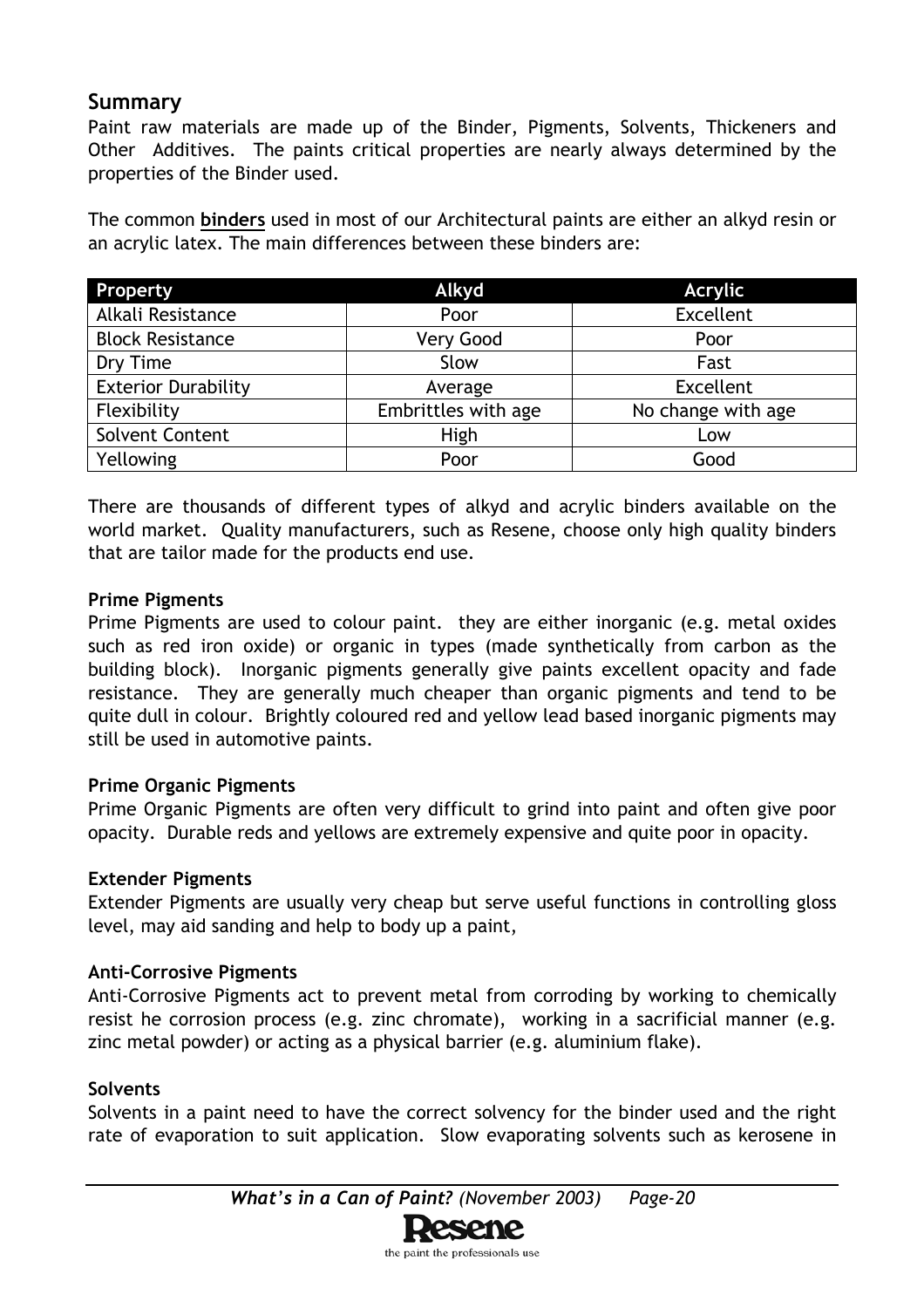## Summary

Paint raw materials are made up of the Binder, Pigments, Solvents, Thickeners and Other Additives. The paints critical properties are nearly always determined by the properties of the Binder used.

The common **binders** used in most of our Architectural paints are either an alkyd resin or an acrylic latex. The main differences between these binders are:

| Property | Alkyd | Acrylic |
|---|---|---|
| Alkali Resistance | Poor | Excellent |
| Block Resistance | Very Good | Poor |
| Dry Time | Slow | Fast |
| Exterior Durability | Average | Excellent |
| Flexibility | Embrittles with age | No change with age |
| Solvent Content | High | Low |
| Yellowing | Poor | Good |

There are thousands of different types of alkyd and acrylic binders available on the world market. Quality manufacturers, such as Resene, choose only high quality binders that are tailor made for the products end use.

**Prime Pigments**

Prime Pigments are used to colour paint. they are either inorganic (e.g. metal oxides such as red iron oxide) or organic in types (made synthetically from carbon as the building block). Inorganic pigments generally give paints excellent opacity and fade resistance. They are generally much cheaper than organic pigments and tend to be quite dull in colour. Brightly coloured red and yellow lead based inorganic pigments may still be used in automotive paints.

**Prime Organic Pigments**

Prime Organic Pigments are often very difficult to grind into paint and often give poor opacity. Durable reds and yellows are extremely expensive and quite poor in opacity.

**Extender Pigments**

Extender Pigments are usually very cheap but serve useful functions in controlling gloss level, may aid sanding and help to body up a paint,

**Anti-Corrosive Pigments**

Anti-Corrosive Pigments act to prevent metal from corroding by working to chemically resist he corrosion process (e.g. zinc chromate), working in a sacrificial manner (e.g. zinc metal powder) or acting as a physical barrier (e.g. aluminium flake).

**Solvents**

Solvents in a paint need to have the correct solvency for the binder used and the right rate of evaporation to suit application. Slow evaporating solvents such as kerosene in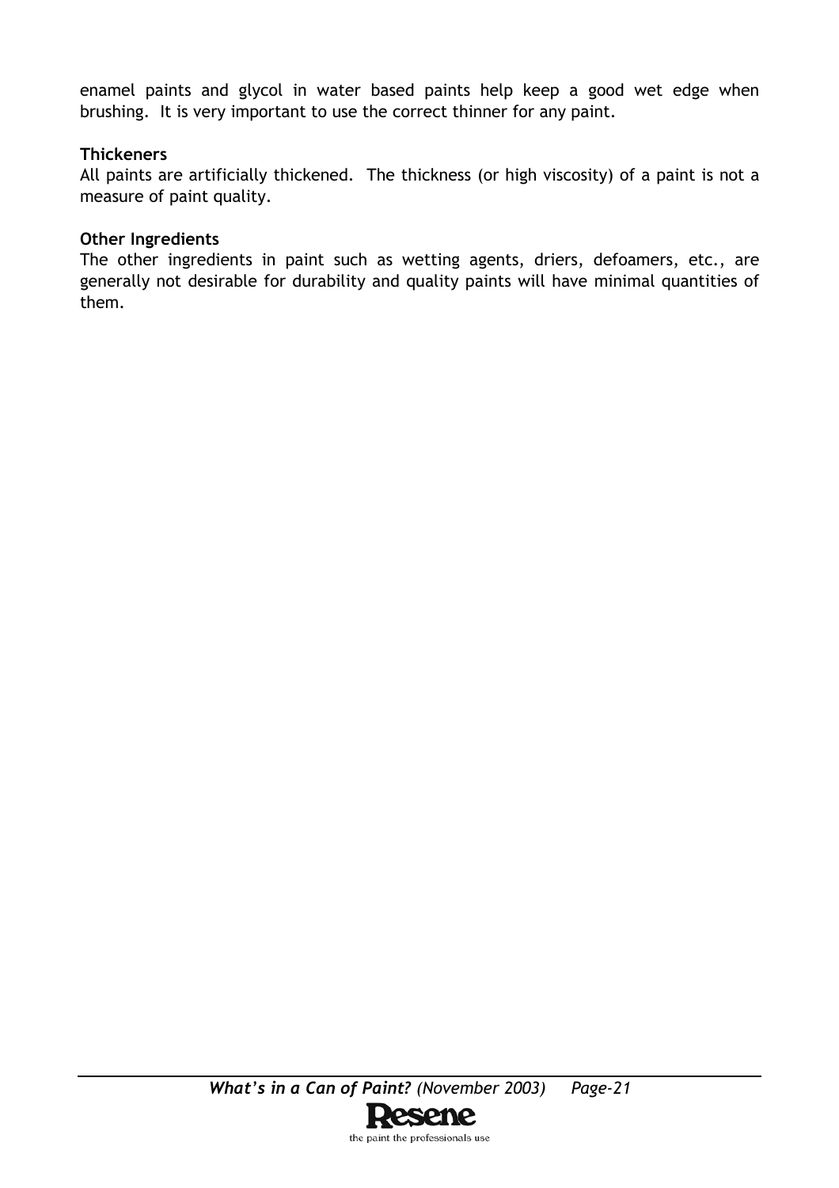enamel paints and glycol in water based paints help keep a good wet edge when brushing. It is very important to use the correct thinner for any paint.

**Thickeners**

All paints are artificially thickened. The thickness (or high viscosity) of a paint is not a measure of paint quality.

**Other Ingredients**

The other ingredients in paint such as wetting agents, driers, defoamers, etc., are generally not desirable for durability and quality paints will have minimal quantities of them.